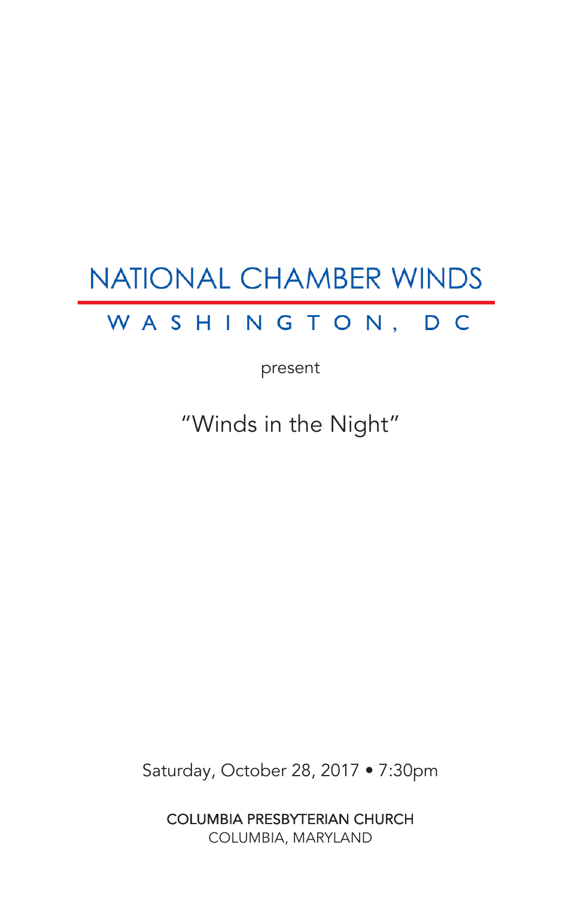# NATIONAL CHAMBER WINDS

## WASHINGTON, DC

present

"Winds in the Night"

Saturday, October 28, 2017 • 7:30pm

COLUMBIA PRESBYTERIAN CHURCH
COLUMBIA, MARYLAND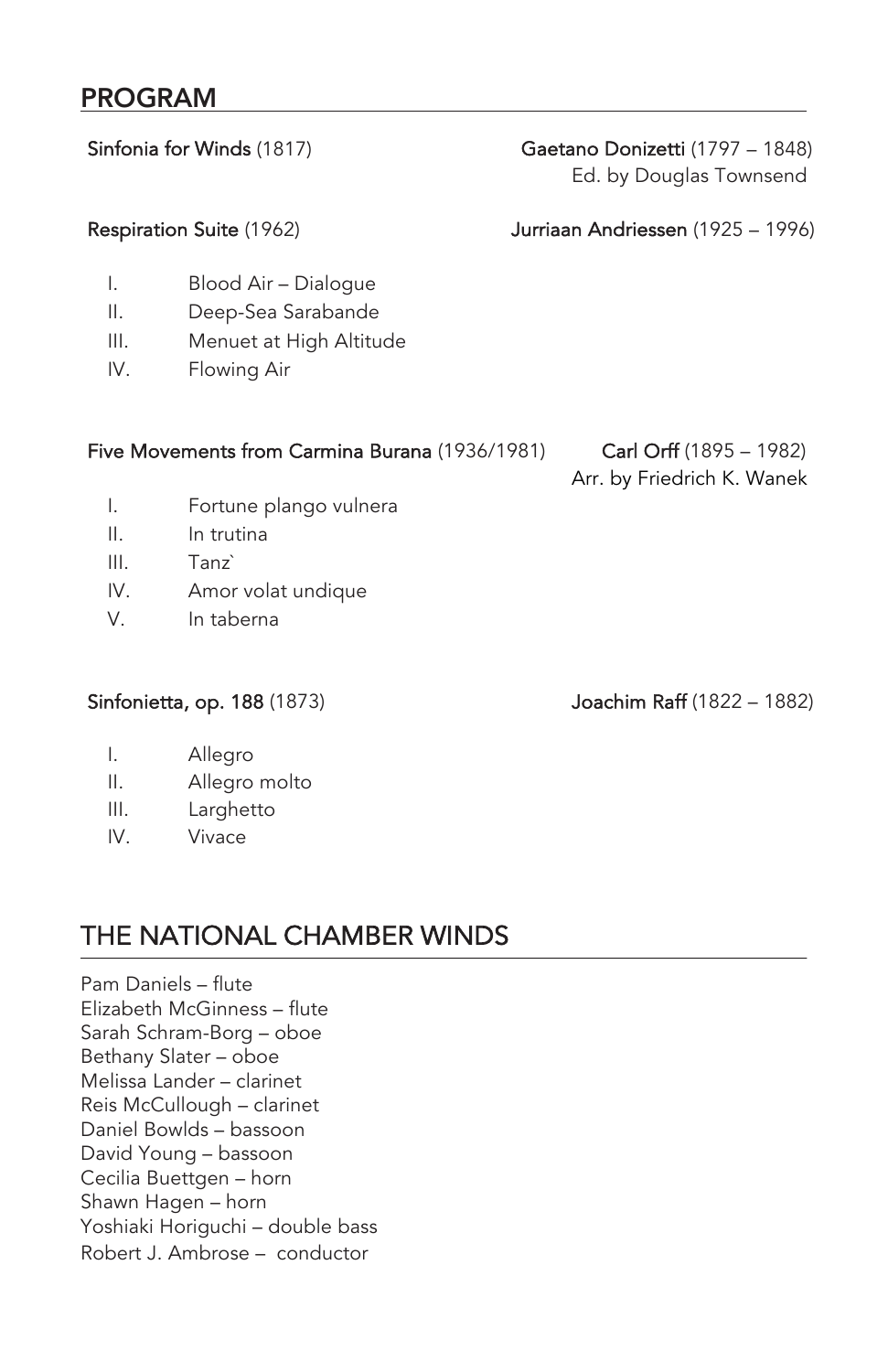## PROGRAM

**Sinfonia for Winds** (1817) — **Gaetano Donizetti** (1797 – 1848)
Ed. by Douglas Townsend

**Respiration Suite** (1962) — **Jurriaan Andriessen** (1925 – 1996)

- I. Blood Air – Dialogue
- II. Deep-Sea Sarabande
- III. Menuet at High Altitude
- IV. Flowing Air

**Five Movements from Carmina Burana** (1936/1981) — **Carl Orff** (1895 – 1982)
Arr. by Friedrich K. Wanek

- I. Fortune plango vulnera
- II. In trutina
- III. Tanz`
- IV. Amor volat undique
- V. In taberna

**Sinfonietta, op. 188** (1873) — **Joachim Raff** (1822 – 1882)

- I. Allegro
- II. Allegro molto
- III. Larghetto
- IV. Vivace

## THE NATIONAL CHAMBER WINDS

Pam Daniels – flute
Elizabeth McGinness – flute
Sarah Schram-Borg – oboe
Bethany Slater – oboe
Melissa Lander – clarinet
Reis McCullough – clarinet
Daniel Bowlds – bassoon
David Young – bassoon
Cecilia Buettgen – horn
Shawn Hagen – horn
Yoshiaki Horiguchi – double bass
Robert J. Ambrose – conductor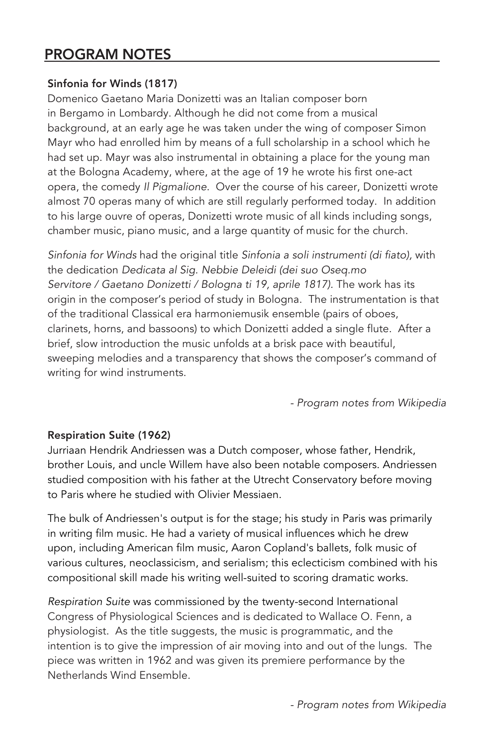## PROGRAM NOTES

### Sinfonia for Winds (1817)

Domenico Gaetano Maria Donizetti was an Italian composer born in Bergamo in Lombardy. Although he did not come from a musical background, at an early age he was taken under the wing of composer Simon Mayr who had enrolled him by means of a full scholarship in a school which he had set up. Mayr was also instrumental in obtaining a place for the young man at the Bologna Academy, where, at the age of 19 he wrote his first one-act opera, the comedy *Il Pigmalione*. Over the course of his career, Donizetti wrote almost 70 operas many of which are still regularly performed today. In addition to his large ouvre of operas, Donizetti wrote music of all kinds including songs, chamber music, piano music, and a large quantity of music for the church.

*Sinfonia for Winds* had the original title *Sinfonia a soli instrumenti (di fiato),* with the dedication *Dedicata al Sig. Nebbie Deleidi (dei suo Oseq.mo Servitore / Gaetano Donizetti / Bologna ti 19, aprile 1817).* The work has its origin in the composer's period of study in Bologna. The instrumentation is that of the traditional Classical era harmoniemusik ensemble (pairs of oboes, clarinets, horns, and bassoons) to which Donizetti added a single flute. After a brief, slow introduction the music unfolds at a brisk pace with beautiful, sweeping melodies and a transparency that shows the composer's command of writing for wind instruments.

*- Program notes from Wikipedia*

### Respiration Suite (1962)

Jurriaan Hendrik Andriessen was a Dutch composer, whose father, Hendrik, brother Louis, and uncle Willem have also been notable composers. Andriessen studied composition with his father at the Utrecht Conservatory before moving to Paris where he studied with Olivier Messiaen.

The bulk of Andriessen's output is for the stage; his study in Paris was primarily in writing film music. He had a variety of musical influences which he drew upon, including American film music, Aaron Copland's ballets, folk music of various cultures, neoclassicism, and serialism; this eclecticism combined with his compositional skill made his writing well-suited to scoring dramatic works.

*Respiration Suite* was commissioned by the twenty-second International Congress of Physiological Sciences and is dedicated to Wallace O. Fenn, a physiologist. As the title suggests, the music is programmatic, and the intention is to give the impression of air moving into and out of the lungs. The piece was written in 1962 and was given its premiere performance by the Netherlands Wind Ensemble.

*- Program notes from Wikipedia*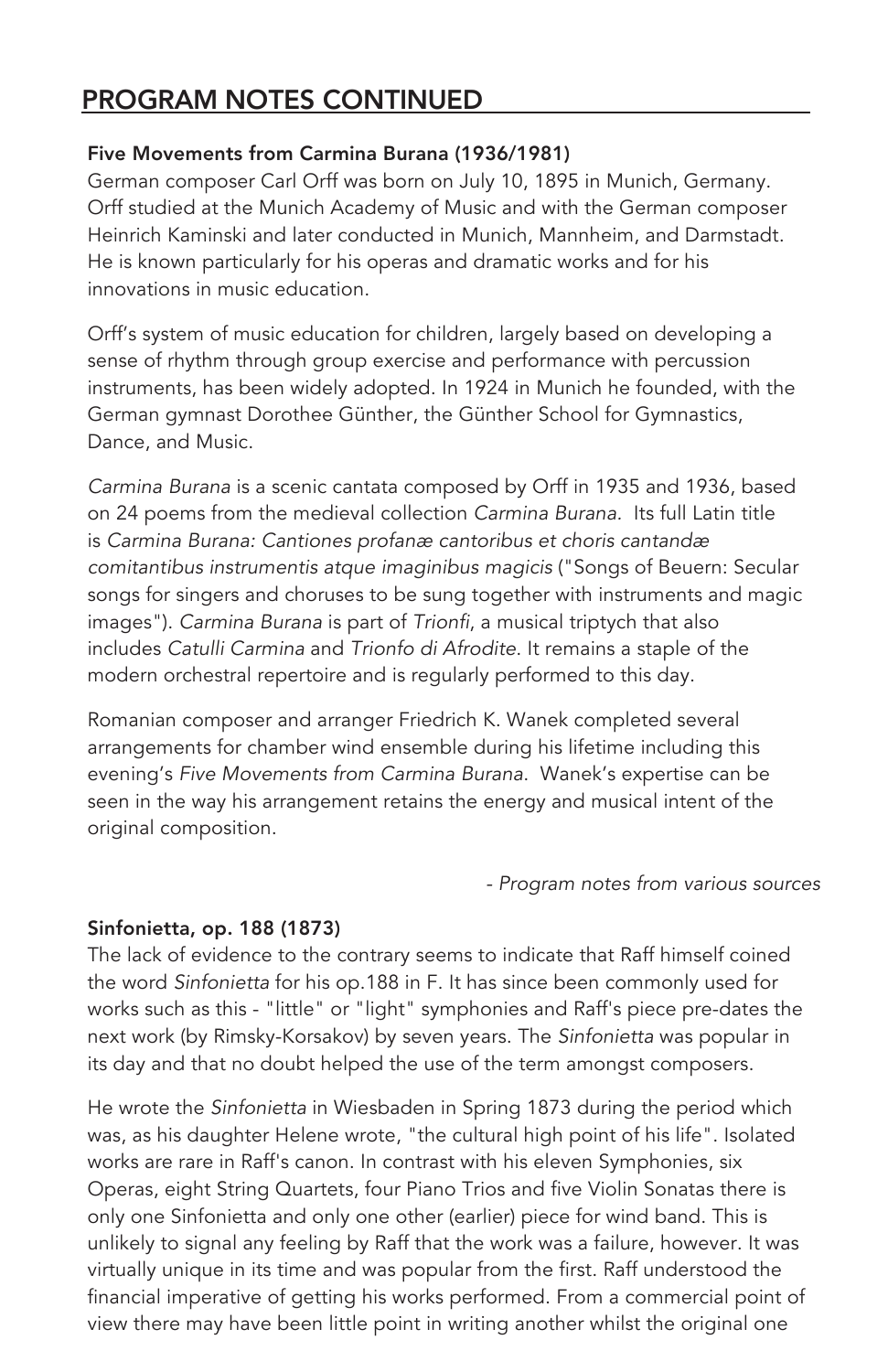## PROGRAM NOTES CONTINUED

**Five Movements from Carmina Burana (1936/1981)**
German composer Carl Orff was born on July 10, 1895 in Munich, Germany. Orff studied at the Munich Academy of Music and with the German composer Heinrich Kaminski and later conducted in Munich, Mannheim, and Darmstadt. He is known particularly for his operas and dramatic works and for his innovations in music education.

Orff's system of music education for children, largely based on developing a sense of rhythm through group exercise and performance with percussion instruments, has been widely adopted. In 1924 in Munich he founded, with the German gymnast Dorothee Günther, the Günther School for Gymnastics, Dance, and Music.

*Carmina Burana* is a scenic cantata composed by Orff in 1935 and 1936, based on 24 poems from the medieval collection *Carmina Burana*. Its full Latin title is *Carmina Burana: Cantiones profanæ cantoribus et choris cantandæ comitantibus instrumentis atque imaginibus magicis* ("Songs of Beuern: Secular songs for singers and choruses to be sung together with instruments and magic images"). *Carmina Burana* is part of *Trionfi*, a musical triptych that also includes *Catulli Carmina* and *Trionfo di Afrodite*. It remains a staple of the modern orchestral repertoire and is regularly performed to this day.

Romanian composer and arranger Friedrich K. Wanek completed several arrangements for chamber wind ensemble during his lifetime including this evening's *Five Movements from Carmina Burana*. Wanek's expertise can be seen in the way his arrangement retains the energy and musical intent of the original composition.

*- Program notes from various sources*

**Sinfonietta, op. 188 (1873)**
The lack of evidence to the contrary seems to indicate that Raff himself coined the word *Sinfonietta* for his op.188 in F. It has since been commonly used for works such as this - "little" or "light" symphonies and Raff's piece pre-dates the next work (by Rimsky-Korsakov) by seven years. The *Sinfonietta* was popular in its day and that no doubt helped the use of the term amongst composers.

He wrote the *Sinfonietta* in Wiesbaden in Spring 1873 during the period which was, as his daughter Helene wrote, "the cultural high point of his life". Isolated works are rare in Raff's canon. In contrast with his eleven Symphonies, six Operas, eight String Quartets, four Piano Trios and five Violin Sonatas there is only one Sinfonietta and only one other (earlier) piece for wind band. This is unlikely to signal any feeling by Raff that the work was a failure, however. It was virtually unique in its time and was popular from the first. Raff understood the financial imperative of getting his works performed. From a commercial point of view there may have been little point in writing another whilst the original one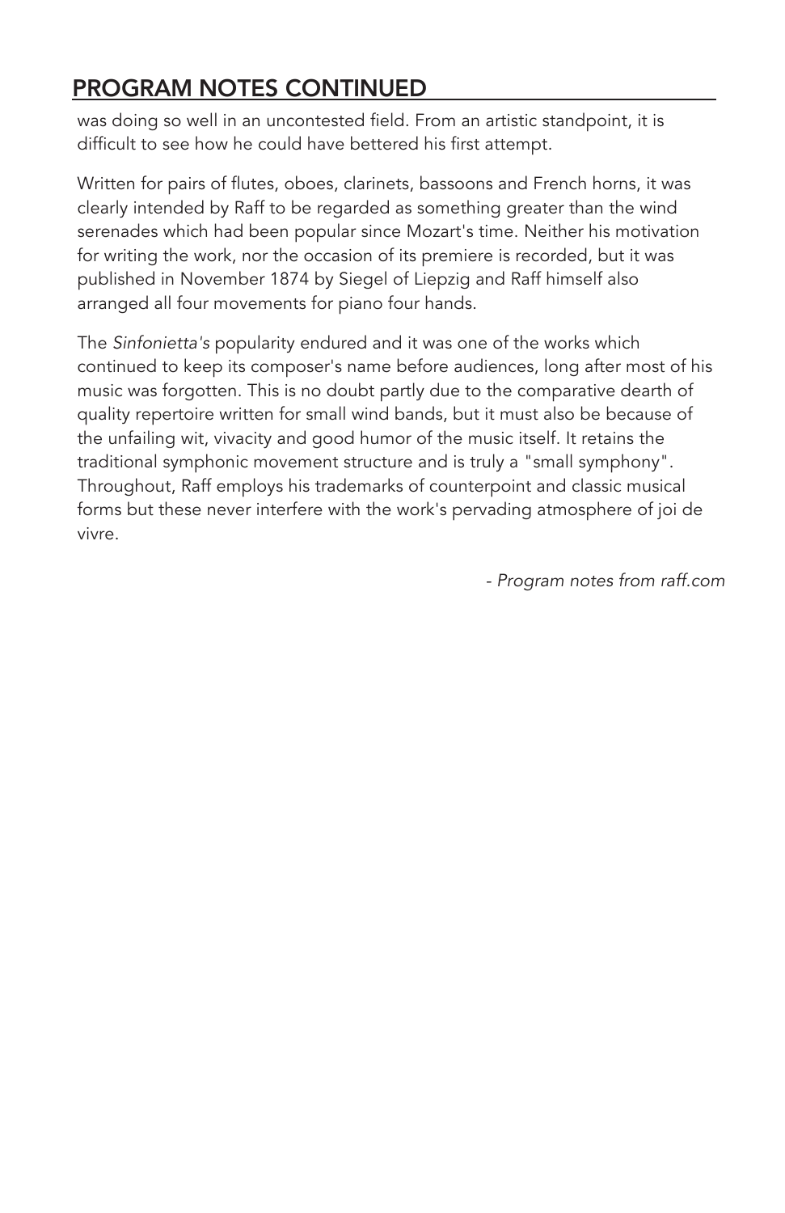## PROGRAM NOTES CONTINUED

was doing so well in an uncontested field. From an artistic standpoint, it is difficult to see how he could have bettered his first attempt.

Written for pairs of flutes, oboes, clarinets, bassoons and French horns, it was clearly intended by Raff to be regarded as something greater than the wind serenades which had been popular since Mozart's time. Neither his motivation for writing the work, nor the occasion of its premiere is recorded, but it was published in November 1874 by Siegel of Liepzig and Raff himself also arranged all four movements for piano four hands.

The *Sinfonietta's* popularity endured and it was one of the works which continued to keep its composer's name before audiences, long after most of his music was forgotten. This is no doubt partly due to the comparative dearth of quality repertoire written for small wind bands, but it must also be because of the unfailing wit, vivacity and good humor of the music itself. It retains the traditional symphonic movement structure and is truly a "small symphony". Throughout, Raff employs his trademarks of counterpoint and classic musical forms but these never interfere with the work's pervading atmosphere of joi de vivre.

*- Program notes from raff.com*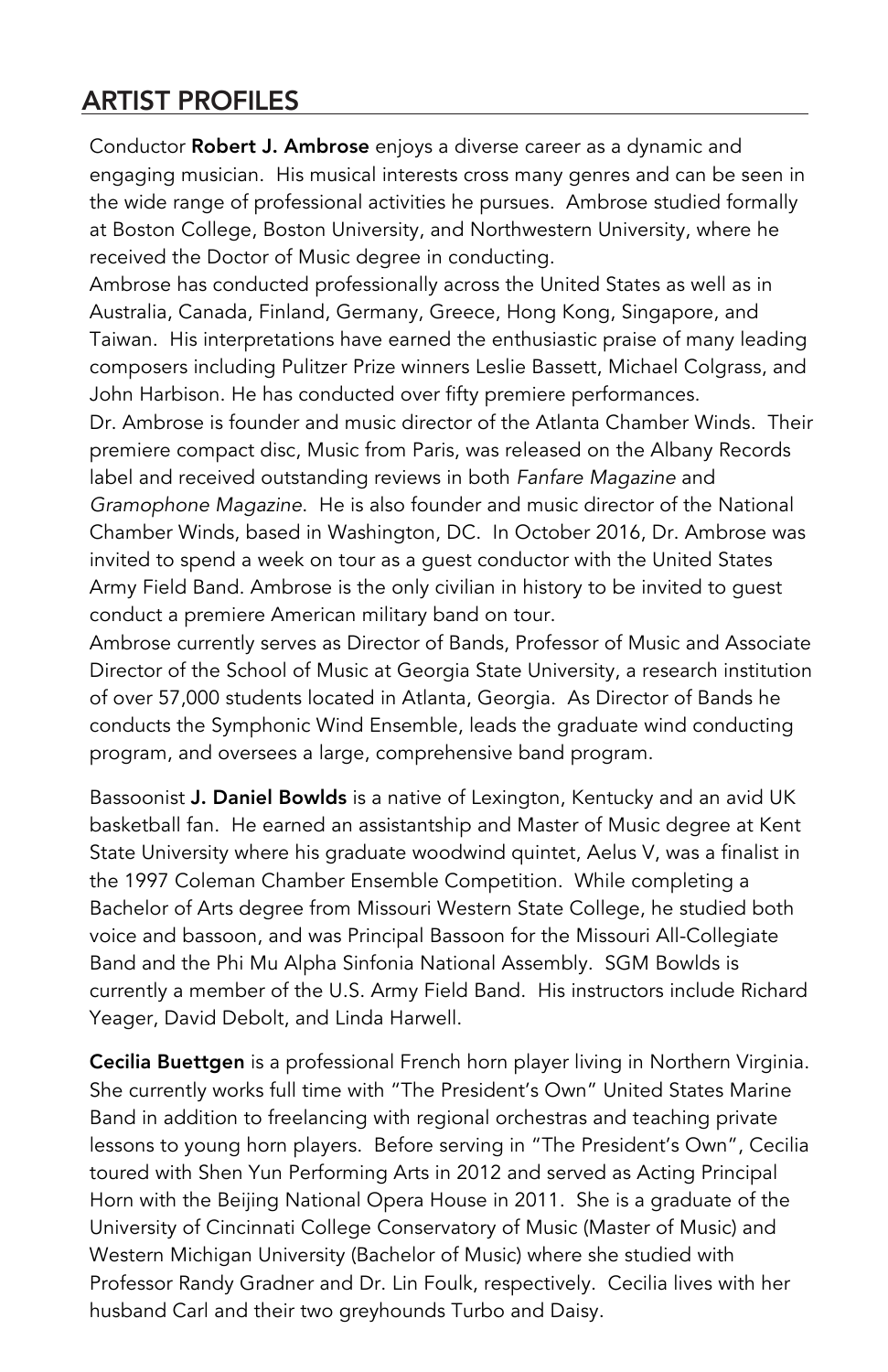## ARTIST PROFILES

Conductor **Robert J. Ambrose** enjoys a diverse career as a dynamic and engaging musician. His musical interests cross many genres and can be seen in the wide range of professional activities he pursues. Ambrose studied formally at Boston College, Boston University, and Northwestern University, where he received the Doctor of Music degree in conducting.

Ambrose has conducted professionally across the United States as well as in Australia, Canada, Finland, Germany, Greece, Hong Kong, Singapore, and Taiwan. His interpretations have earned the enthusiastic praise of many leading composers including Pulitzer Prize winners Leslie Bassett, Michael Colgrass, and John Harbison. He has conducted over fifty premiere performances.

Dr. Ambrose is founder and music director of the Atlanta Chamber Winds. Their premiere compact disc, Music from Paris, was released on the Albany Records label and received outstanding reviews in both *Fanfare Magazine* and *Gramophone Magazine*. He is also founder and music director of the National Chamber Winds, based in Washington, DC. In October 2016, Dr. Ambrose was invited to spend a week on tour as a guest conductor with the United States Army Field Band. Ambrose is the only civilian in history to be invited to guest conduct a premiere American military band on tour.

Ambrose currently serves as Director of Bands, Professor of Music and Associate Director of the School of Music at Georgia State University, a research institution of over 57,000 students located in Atlanta, Georgia. As Director of Bands he conducts the Symphonic Wind Ensemble, leads the graduate wind conducting program, and oversees a large, comprehensive band program.

Bassoonist **J. Daniel Bowlds** is a native of Lexington, Kentucky and an avid UK basketball fan. He earned an assistantship and Master of Music degree at Kent State University where his graduate woodwind quintet, Aelus V, was a finalist in the 1997 Coleman Chamber Ensemble Competition. While completing a Bachelor of Arts degree from Missouri Western State College, he studied both voice and bassoon, and was Principal Bassoon for the Missouri All-Collegiate Band and the Phi Mu Alpha Sinfonia National Assembly. SGM Bowlds is currently a member of the U.S. Army Field Band. His instructors include Richard Yeager, David Debolt, and Linda Harwell.

**Cecilia Buettgen** is a professional French horn player living in Northern Virginia. She currently works full time with "The President's Own" United States Marine Band in addition to freelancing with regional orchestras and teaching private lessons to young horn players. Before serving in "The President's Own", Cecilia toured with Shen Yun Performing Arts in 2012 and served as Acting Principal Horn with the Beijing National Opera House in 2011. She is a graduate of the University of Cincinnati College Conservatory of Music (Master of Music) and Western Michigan University (Bachelor of Music) where she studied with Professor Randy Gradner and Dr. Lin Foulk, respectively. Cecilia lives with her husband Carl and their two greyhounds Turbo and Daisy.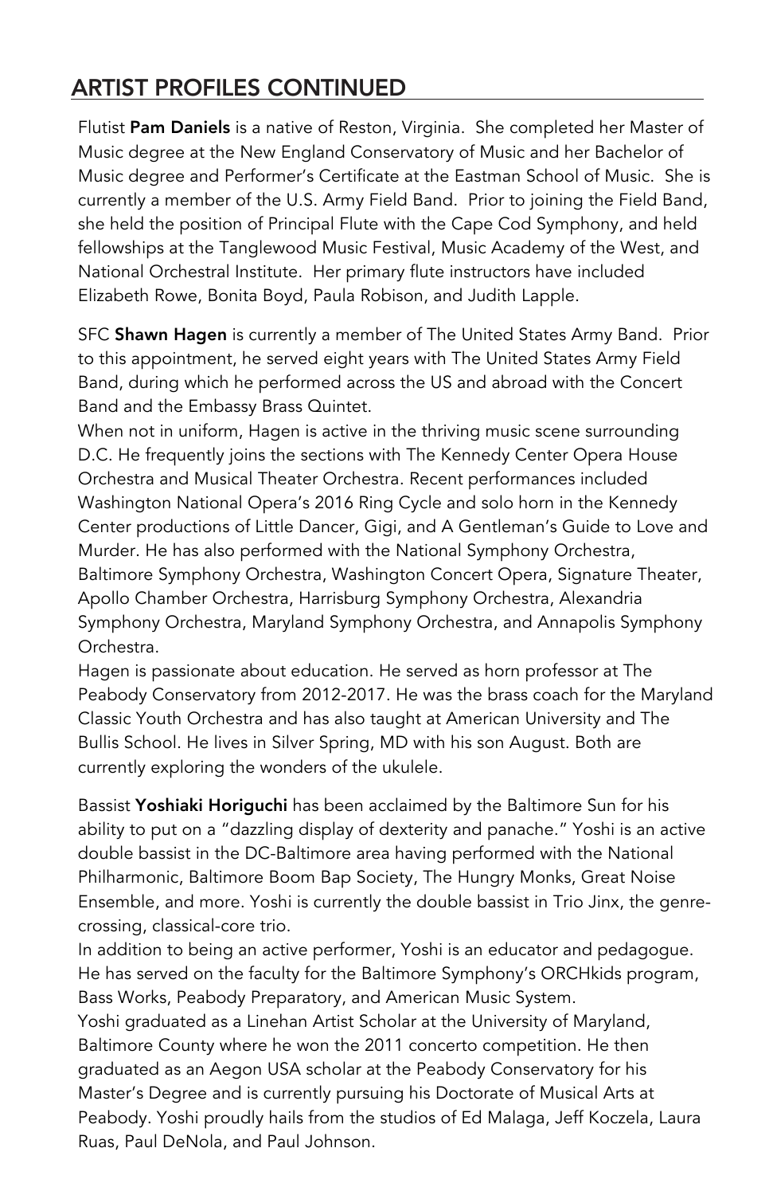## ARTIST PROFILES CONTINUED

Flutist **Pam Daniels** is a native of Reston, Virginia. She completed her Master of Music degree at the New England Conservatory of Music and her Bachelor of Music degree and Performer's Certificate at the Eastman School of Music. She is currently a member of the U.S. Army Field Band. Prior to joining the Field Band, she held the position of Principal Flute with the Cape Cod Symphony, and held fellowships at the Tanglewood Music Festival, Music Academy of the West, and National Orchestral Institute. Her primary flute instructors have included Elizabeth Rowe, Bonita Boyd, Paula Robison, and Judith Lapple.

SFC **Shawn Hagen** is currently a member of The United States Army Band. Prior to this appointment, he served eight years with The United States Army Field Band, during which he performed across the US and abroad with the Concert Band and the Embassy Brass Quintet.

When not in uniform, Hagen is active in the thriving music scene surrounding D.C. He frequently joins the sections with The Kennedy Center Opera House Orchestra and Musical Theater Orchestra. Recent performances included Washington National Opera's 2016 Ring Cycle and solo horn in the Kennedy Center productions of Little Dancer, Gigi, and A Gentleman's Guide to Love and Murder. He has also performed with the National Symphony Orchestra, Baltimore Symphony Orchestra, Washington Concert Opera, Signature Theater, Apollo Chamber Orchestra, Harrisburg Symphony Orchestra, Alexandria Symphony Orchestra, Maryland Symphony Orchestra, and Annapolis Symphony Orchestra.

Hagen is passionate about education. He served as horn professor at The Peabody Conservatory from 2012-2017. He was the brass coach for the Maryland Classic Youth Orchestra and has also taught at American University and The Bullis School. He lives in Silver Spring, MD with his son August. Both are currently exploring the wonders of the ukulele.

Bassist **Yoshiaki Horiguchi** has been acclaimed by the Baltimore Sun for his ability to put on a "dazzling display of dexterity and panache." Yoshi is an active double bassist in the DC-Baltimore area having performed with the National Philharmonic, Baltimore Boom Bap Society, The Hungry Monks, Great Noise Ensemble, and more. Yoshi is currently the double bassist in Trio Jinx, the genre-crossing, classical-core trio.

In addition to being an active performer, Yoshi is an educator and pedagogue. He has served on the faculty for the Baltimore Symphony's ORCHkids program, Bass Works, Peabody Preparatory, and American Music System.

Yoshi graduated as a Linehan Artist Scholar at the University of Maryland, Baltimore County where he won the 2011 concerto competition. He then graduated as an Aegon USA scholar at the Peabody Conservatory for his Master's Degree and is currently pursuing his Doctorate of Musical Arts at Peabody. Yoshi proudly hails from the studios of Ed Malaga, Jeff Koczela, Laura Ruas, Paul DeNola, and Paul Johnson.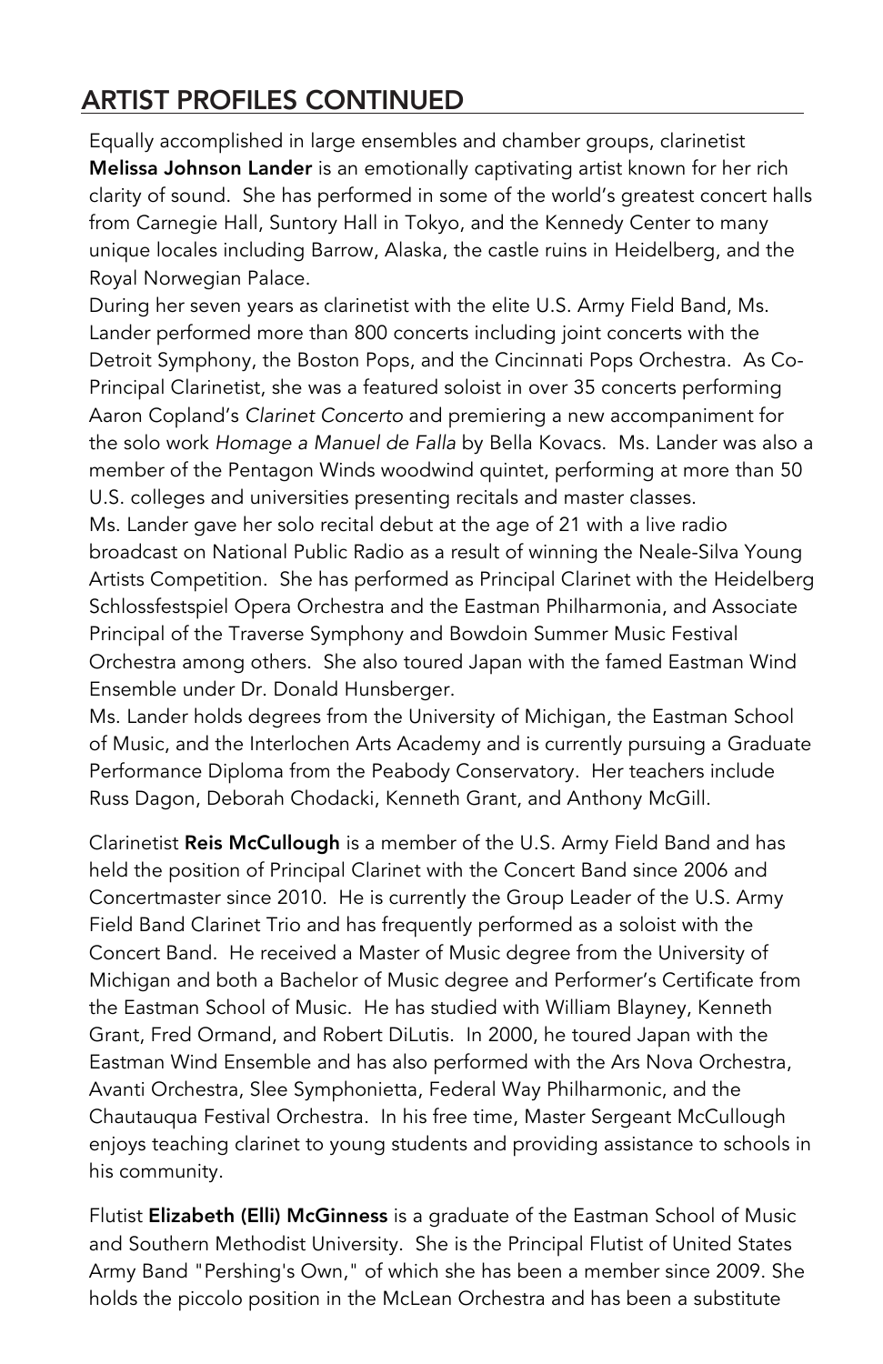## ARTIST PROFILES CONTINUED

Equally accomplished in large ensembles and chamber groups, clarinetist **Melissa Johnson Lander** is an emotionally captivating artist known for her rich clarity of sound. She has performed in some of the world's greatest concert halls from Carnegie Hall, Suntory Hall in Tokyo, and the Kennedy Center to many unique locales including Barrow, Alaska, the castle ruins in Heidelberg, and the Royal Norwegian Palace.

During her seven years as clarinetist with the elite U.S. Army Field Band, Ms. Lander performed more than 800 concerts including joint concerts with the Detroit Symphony, the Boston Pops, and the Cincinnati Pops Orchestra. As Co-Principal Clarinetist, she was a featured soloist in over 35 concerts performing Aaron Copland's *Clarinet Concerto* and premiering a new accompaniment for the solo work *Homage a Manuel de Falla* by Bella Kovacs. Ms. Lander was also a member of the Pentagon Winds woodwind quintet, performing at more than 50 U.S. colleges and universities presenting recitals and master classes.

Ms. Lander gave her solo recital debut at the age of 21 with a live radio broadcast on National Public Radio as a result of winning the Neale-Silva Young Artists Competition. She has performed as Principal Clarinet with the Heidelberg Schlossfestspiel Opera Orchestra and the Eastman Philharmonia, and Associate Principal of the Traverse Symphony and Bowdoin Summer Music Festival Orchestra among others. She also toured Japan with the famed Eastman Wind Ensemble under Dr. Donald Hunsberger.

Ms. Lander holds degrees from the University of Michigan, the Eastman School of Music, and the Interlochen Arts Academy and is currently pursuing a Graduate Performance Diploma from the Peabody Conservatory. Her teachers include Russ Dagon, Deborah Chodacki, Kenneth Grant, and Anthony McGill.

Clarinetist **Reis McCullough** is a member of the U.S. Army Field Band and has held the position of Principal Clarinet with the Concert Band since 2006 and Concertmaster since 2010. He is currently the Group Leader of the U.S. Army Field Band Clarinet Trio and has frequently performed as a soloist with the Concert Band. He received a Master of Music degree from the University of Michigan and both a Bachelor of Music degree and Performer's Certificate from the Eastman School of Music. He has studied with William Blayney, Kenneth Grant, Fred Ormand, and Robert DiLutis. In 2000, he toured Japan with the Eastman Wind Ensemble and has also performed with the Ars Nova Orchestra, Avanti Orchestra, Slee Symphonietta, Federal Way Philharmonic, and the Chautauqua Festival Orchestra. In his free time, Master Sergeant McCullough enjoys teaching clarinet to young students and providing assistance to schools in his community.

Flutist **Elizabeth (Elli) McGinness** is a graduate of the Eastman School of Music and Southern Methodist University. She is the Principal Flutist of United States Army Band "Pershing's Own," of which she has been a member since 2009. She holds the piccolo position in the McLean Orchestra and has been a substitute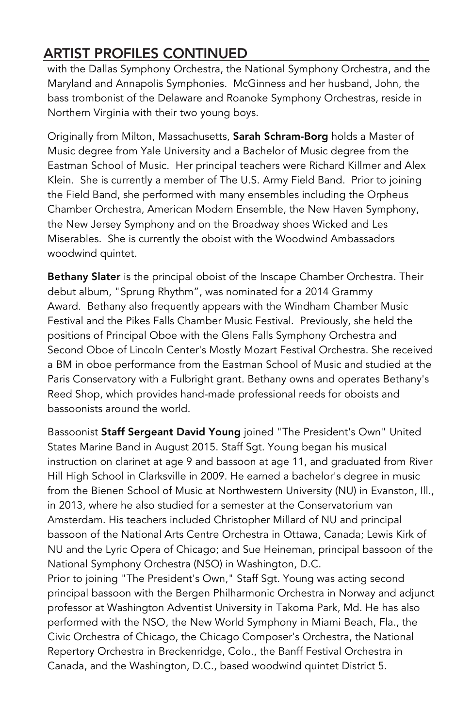## ARTIST PROFILES CONTINUED

with the Dallas Symphony Orchestra, the National Symphony Orchestra, and the Maryland and Annapolis Symphonies. McGinness and her husband, John, the bass trombonist of the Delaware and Roanoke Symphony Orchestras, reside in Northern Virginia with their two young boys.

Originally from Milton, Massachusetts, **Sarah Schram-Borg** holds a Master of Music degree from Yale University and a Bachelor of Music degree from the Eastman School of Music. Her principal teachers were Richard Killmer and Alex Klein. She is currently a member of The U.S. Army Field Band. Prior to joining the Field Band, she performed with many ensembles including the Orpheus Chamber Orchestra, American Modern Ensemble, the New Haven Symphony, the New Jersey Symphony and on the Broadway shoes Wicked and Les Miserables. She is currently the oboist with the Woodwind Ambassadors woodwind quintet.

**Bethany Slater** is the principal oboist of the Inscape Chamber Orchestra. Their debut album, "Sprung Rhythm", was nominated for a 2014 Grammy Award. Bethany also frequently appears with the Windham Chamber Music Festival and the Pikes Falls Chamber Music Festival. Previously, she held the positions of Principal Oboe with the Glens Falls Symphony Orchestra and Second Oboe of Lincoln Center's Mostly Mozart Festival Orchestra. She received a BM in oboe performance from the Eastman School of Music and studied at the Paris Conservatory with a Fulbright grant. Bethany owns and operates Bethany's Reed Shop, which provides hand-made professional reeds for oboists and bassoonists around the world.

Bassoonist **Staff Sergeant David Young** joined "The President's Own" United States Marine Band in August 2015. Staff Sgt. Young began his musical instruction on clarinet at age 9 and bassoon at age 11, and graduated from River Hill High School in Clarksville in 2009. He earned a bachelor's degree in music from the Bienen School of Music at Northwestern University (NU) in Evanston, Ill., in 2013, where he also studied for a semester at the Conservatorium van Amsterdam. His teachers included Christopher Millard of NU and principal bassoon of the National Arts Centre Orchestra in Ottawa, Canada; Lewis Kirk of NU and the Lyric Opera of Chicago; and Sue Heineman, principal bassoon of the National Symphony Orchestra (NSO) in Washington, D.C.

Prior to joining "The President's Own," Staff Sgt. Young was acting second principal bassoon with the Bergen Philharmonic Orchestra in Norway and adjunct professor at Washington Adventist University in Takoma Park, Md. He has also performed with the NSO, the New World Symphony in Miami Beach, Fla., the Civic Orchestra of Chicago, the Chicago Composer's Orchestra, the National Repertory Orchestra in Breckenridge, Colo., the Banff Festival Orchestra in Canada, and the Washington, D.C., based woodwind quintet District 5.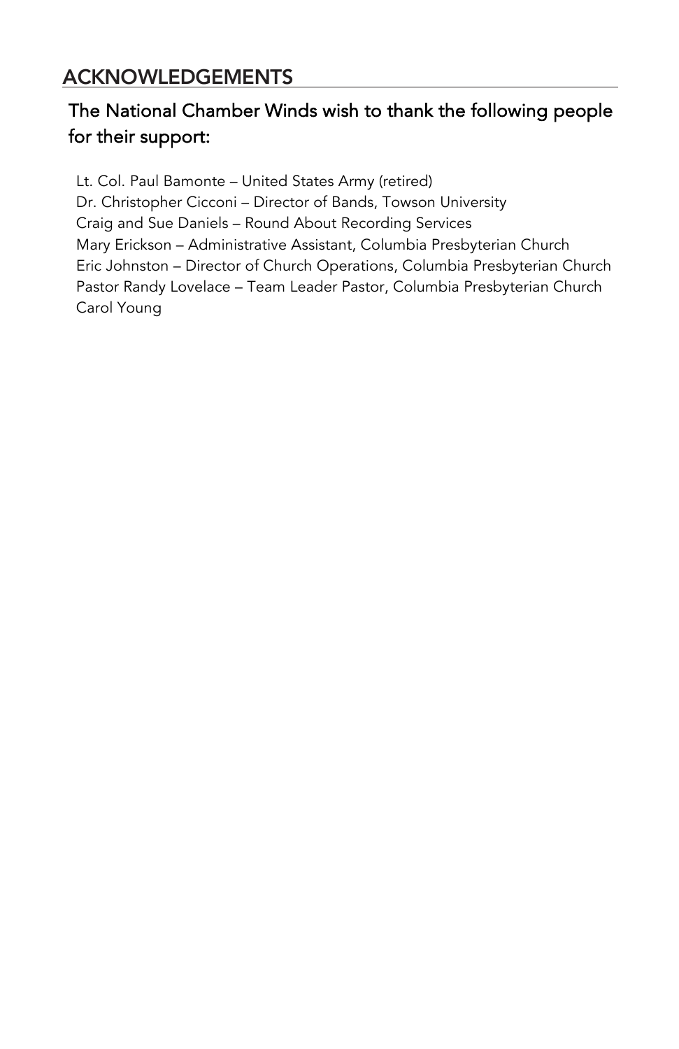## ACKNOWLEDGEMENTS

### The National Chamber Winds wish to thank the following people for their support:

Lt. Col. Paul Bamonte – United States Army (retired)
Dr. Christopher Cicconi – Director of Bands, Towson University
Craig and Sue Daniels – Round About Recording Services
Mary Erickson – Administrative Assistant, Columbia Presbyterian Church
Eric Johnston – Director of Church Operations, Columbia Presbyterian Church
Pastor Randy Lovelace – Team Leader Pastor, Columbia Presbyterian Church
Carol Young